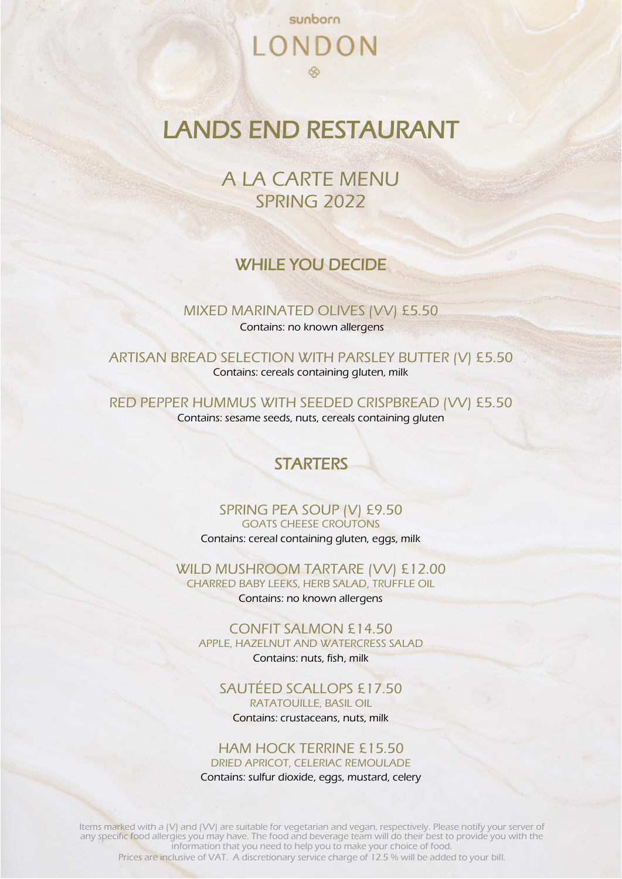sunborn

LONDON

# LANDS END RESTAURANT

## A LA CARTE MENU
## SPRING 2022

### WHILE YOU DECIDE

MIXED MARINATED OLIVES (VV) £5.50
*Contains: no known allergens*

ARTISAN BREAD SELECTION WITH PARSLEY BUTTER (V) £5.50
*Contains: cereals containing gluten, milk*

RED PEPPER HUMMUS WITH SEEDED CRISPBREAD (VV) £5.50
*Contains: sesame seeds, nuts, cereals containing gluten*

### STARTERS

SPRING PEA SOUP (V) £9.50
GOATS CHEESE CROUTONS
*Contains: cereal containing gluten, eggs, milk*

WILD MUSHROOM TARTARE (VV) £12.00
CHARRED BABY LEEKS, HERB SALAD, TRUFFLE OIL
*Contains: no known allergens*

CONFIT SALMON £14.50
APPLE, HAZELNUT AND WATERCRESS SALAD
*Contains: nuts, fish, milk*

SAUTÉED SCALLOPS £17.50
RATATOUILLE, BASIL OIL
*Contains: crustaceans, nuts, milk*

HAM HOCK TERRINE £15.50
DRIED APRICOT, CELERIAC REMOULADE
*Contains: sulfur dioxide, eggs, mustard, celery*

Items marked with a (V) and (VV) are suitable for vegetarian and vegan, respectively. Please notify your server of any specific food allergies you may have. The food and beverage team will do their best to provide you with the information that you need to help you to make your choice of food.
Prices are inclusive of VAT. A discretionary service charge of 12.5 % will be added to your bill.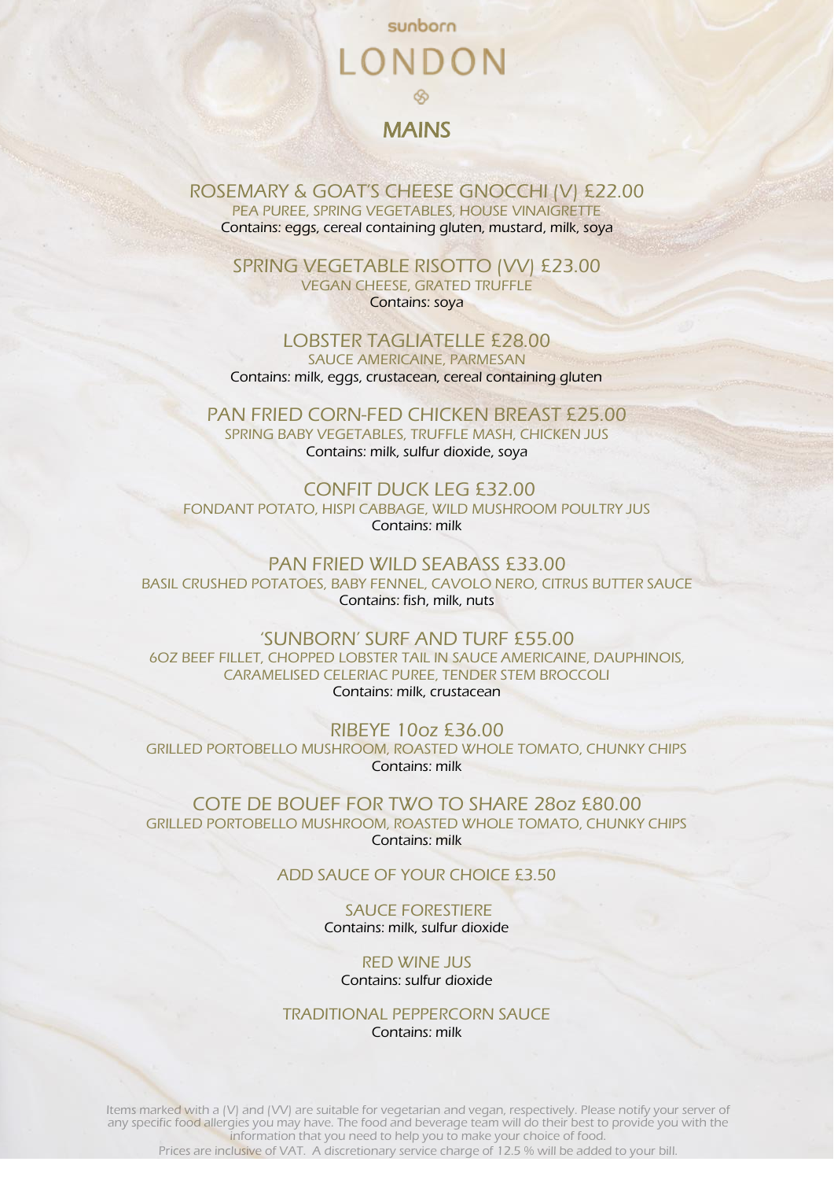sunborn

# LONDON

## MAINS

### ROSEMARY & GOAT'S CHEESE GNOCCHI (V) £22.00

PEA PUREE, SPRING VEGETABLES, HOUSE VINAIGRETTE

*Contains: eggs, cereal containing gluten, mustard, milk, soya*

### SPRING VEGETABLE RISOTTO (VV) £23.00

VEGAN CHEESE, GRATED TRUFFLE

*Contains: soya*

### LOBSTER TAGLIATELLE £28.00

SAUCE AMERICAINE, PARMESAN

*Contains: milk, eggs, crustacean, cereal containing gluten*

### PAN FRIED CORN-FED CHICKEN BREAST £25.00

SPRING BABY VEGETABLES, TRUFFLE MASH, CHICKEN JUS

*Contains: milk, sulfur dioxide, soya*

### CONFIT DUCK LEG £32.00

FONDANT POTATO, HISPI CABBAGE, WILD MUSHROOM POULTRY JUS

*Contains: milk*

### PAN FRIED WILD SEABASS £33.00

BASIL CRUSHED POTATOES, BABY FENNEL, CAVOLO NERO, CITRUS BUTTER SAUCE

*Contains: fish, milk, nuts*

### 'SUNBORN' SURF AND TURF £55.00

6OZ BEEF FILLET, CHOPPED LOBSTER TAIL IN SAUCE AMERICAINE, DAUPHINOIS, CARAMELISED CELERIAC PUREE, TENDER STEM BROCCOLI

*Contains: milk, crustacean*

### RIBEYE 10oz £36.00

GRILLED PORTOBELLO MUSHROOM, ROASTED WHOLE TOMATO, CHUNKY CHIPS

*Contains: milk*

### COTE DE BOUEF FOR TWO TO SHARE 28oz £80.00

GRILLED PORTOBELLO MUSHROOM, ROASTED WHOLE TOMATO, CHUNKY CHIPS

*Contains: milk*

### ADD SAUCE OF YOUR CHOICE £3.50

SAUCE FORESTIERE

*Contains: milk, sulfur dioxide*

RED WINE JUS

*Contains: sulfur dioxide*

TRADITIONAL PEPPERCORN SAUCE

*Contains: milk*

Items marked with a (V) and (VV) are suitable for vegetarian and vegan, respectively. Please notify your server of any specific food allergies you may have. The food and beverage team will do their best to provide you with the information that you need to help you to make your choice of food.

Prices are inclusive of VAT. A discretionary service charge of 12.5 % will be added to your bill.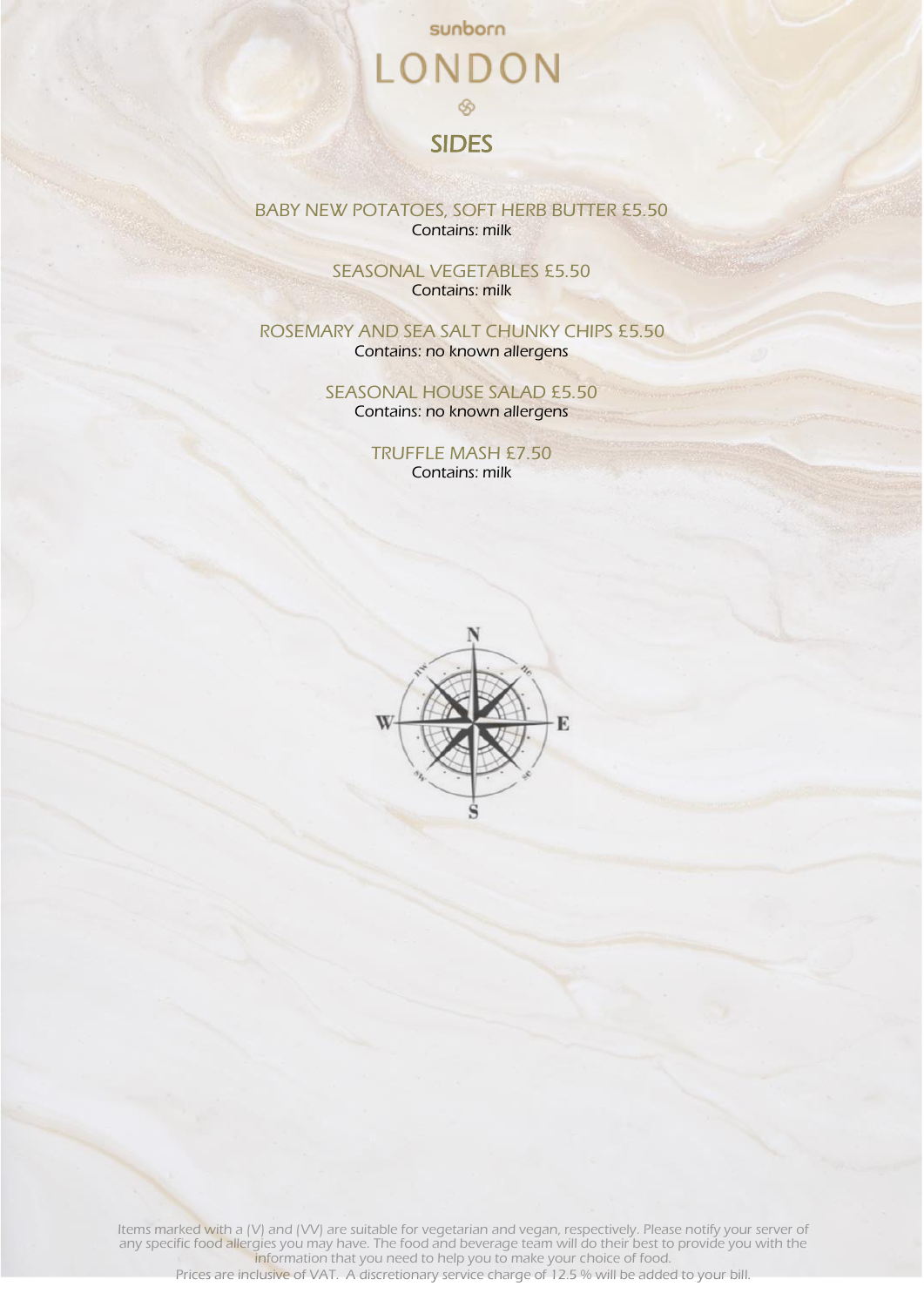sunborn

# LONDON

## SIDES

BABY NEW POTATOES, SOFT HERB BUTTER £5.50
*Contains: milk*

SEASONAL VEGETABLES £5.50
*Contains: milk*

ROSEMARY AND SEA SALT CHUNKY CHIPS £5.50
*Contains: no known allergens*

SEASONAL HOUSE SALAD £5.50
*Contains: no known allergens*

TRUFFLE MASH £7.50
*Contains: milk*

Items marked with a (V) and (VV) are suitable for vegetarian and vegan, respectively. Please notify your server of any specific food allergies you may have. The food and beverage team will do their best to provide you with the information that you need to help you to make your choice of food.
Prices are inclusive of VAT. A discretionary service charge of 12.5 % will be added to your bill.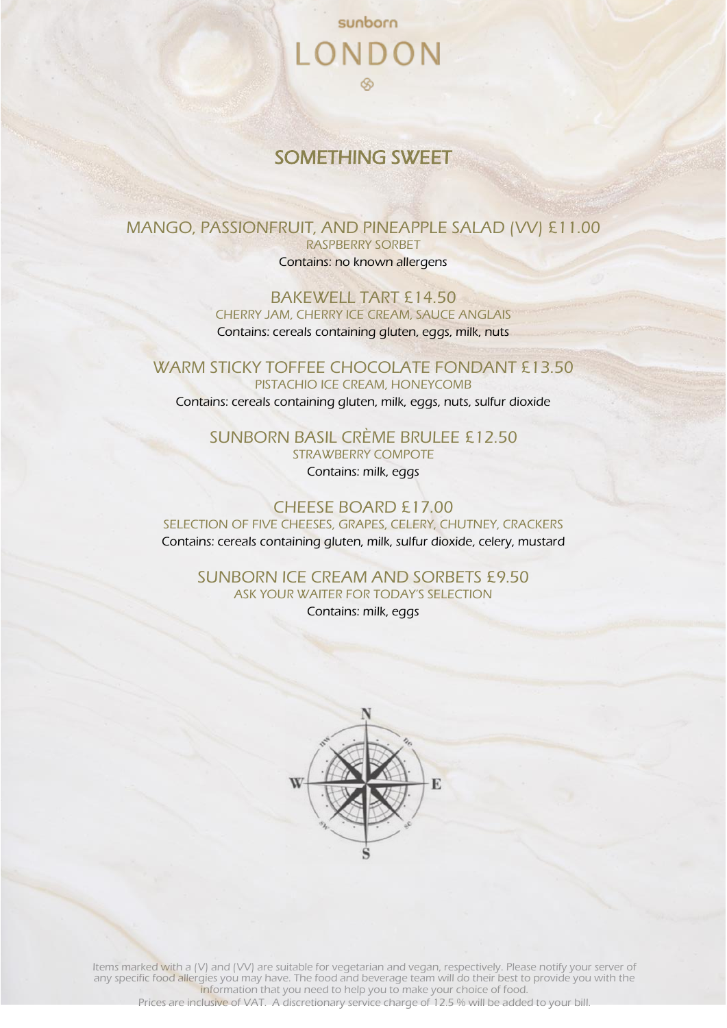sunborn

# LONDON

## SOMETHING SWEET

### MANGO, PASSIONFRUIT, AND PINEAPPLE SALAD (VV) £11.00
RASPBERRY SORBET

*Contains: no known allergens*

### BAKEWELL TART £14.50
CHERRY JAM, CHERRY ICE CREAM, SAUCE ANGLAIS

*Contains: cereals containing gluten, eggs, milk, nuts*

### WARM STICKY TOFFEE CHOCOLATE FONDANT £13.50
PISTACHIO ICE CREAM, HONEYCOMB

*Contains: cereals containing gluten, milk, eggs, nuts, sulfur dioxide*

### SUNBORN BASIL CRÈME BRULEE £12.50
STRAWBERRY COMPOTE

*Contains: milk, eggs*

### CHEESE BOARD £17.00
SELECTION OF FIVE CHEESES, GRAPES, CELERY, CHUTNEY, CRACKERS

*Contains: cereals containing gluten, milk, sulfur dioxide, celery, mustard*

### SUNBORN ICE CREAM AND SORBETS £9.50
ASK YOUR WAITER FOR TODAY'S SELECTION

*Contains: milk, eggs*

Items marked with a (V) and (VV) are suitable for vegetarian and vegan, respectively. Please notify your server of any specific food allergies you may have. The food and beverage team will do their best to provide you with the information that you need to help you to make your choice of food.
Prices are inclusive of VAT. A discretionary service charge of 12.5 % will be added to your bill.